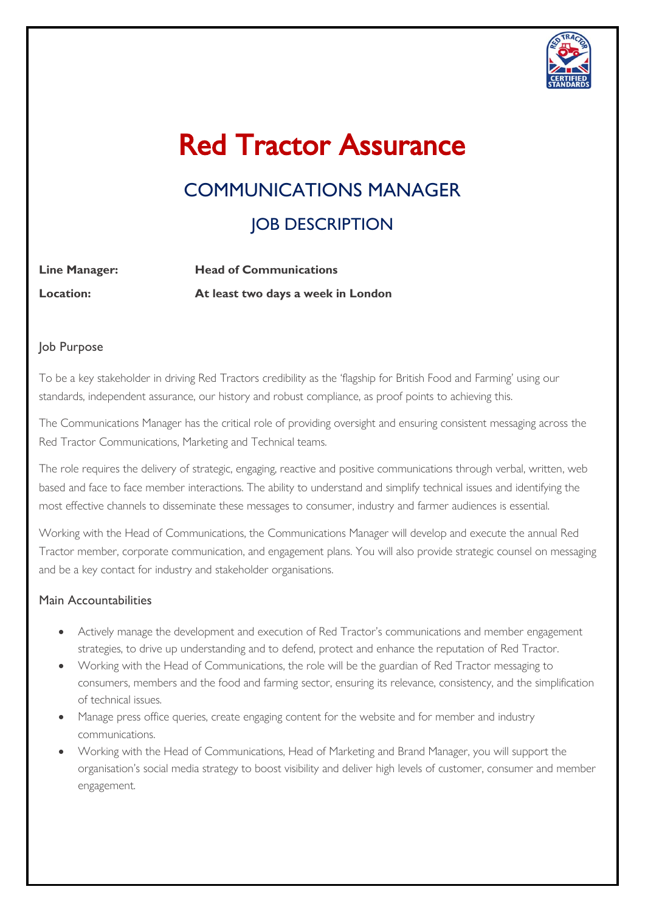# Red Tractor Assurance

## COMMUNICATIONS MANAGER

## JOB DESCRIPTION

**Line Manager:** **Head of Communications**

**Location:** **At least two days a week in London**

### Job Purpose

To be a key stakeholder in driving Red Tractors credibility as the 'flagship for British Food and Farming' using our standards, independent assurance, our history and robust compliance, as proof points to achieving this.

The Communications Manager has the critical role of providing oversight and ensuring consistent messaging across the Red Tractor Communications, Marketing and Technical teams.

The role requires the delivery of strategic, engaging, reactive and positive communications through verbal, written, web based and face to face member interactions. The ability to understand and simplify technical issues and identifying the most effective channels to disseminate these messages to consumer, industry and farmer audiences is essential.

Working with the Head of Communications, the Communications Manager will develop and execute the annual Red Tractor member, corporate communication, and engagement plans. You will also provide strategic counsel on messaging and be a key contact for industry and stakeholder organisations.

### Main Accountabilities

- Actively manage the development and execution of Red Tractor's communications and member engagement strategies, to drive up understanding and to defend, protect and enhance the reputation of Red Tractor.
- Working with the Head of Communications, the role will be the guardian of Red Tractor messaging to consumers, members and the food and farming sector, ensuring its relevance, consistency, and the simplification of technical issues.
- Manage press office queries, create engaging content for the website and for member and industry communications.
- Working with the Head of Communications, Head of Marketing and Brand Manager, you will support the organisation's social media strategy to boost visibility and deliver high levels of customer, consumer and member engagement.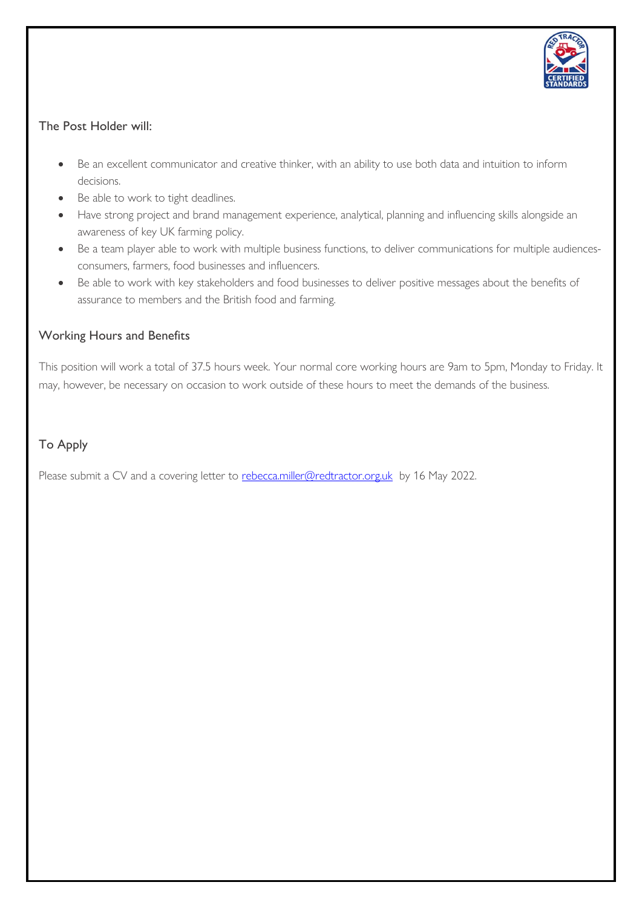## The Post Holder will:

- Be an excellent communicator and creative thinker, with an ability to use both data and intuition to inform decisions.
- Be able to work to tight deadlines.
- Have strong project and brand management experience, analytical, planning and influencing skills alongside an awareness of key UK farming policy.
- Be a team player able to work with multiple business functions, to deliver communications for multiple audiences- consumers, farmers, food businesses and influencers.
- Be able to work with key stakeholders and food businesses to deliver positive messages about the benefits of assurance to members and the British food and farming.

## Working Hours and Benefits

This position will work a total of 37.5 hours week. Your normal core working hours are 9am to 5pm, Monday to Friday. It may, however, be necessary on occasion to work outside of these hours to meet the demands of the business.

## To Apply

Please submit a CV and a covering letter to [rebecca.miller@redtractor.org.uk](mailto:rebecca.miller@redtractor.org.uk) by 16 May 2022.